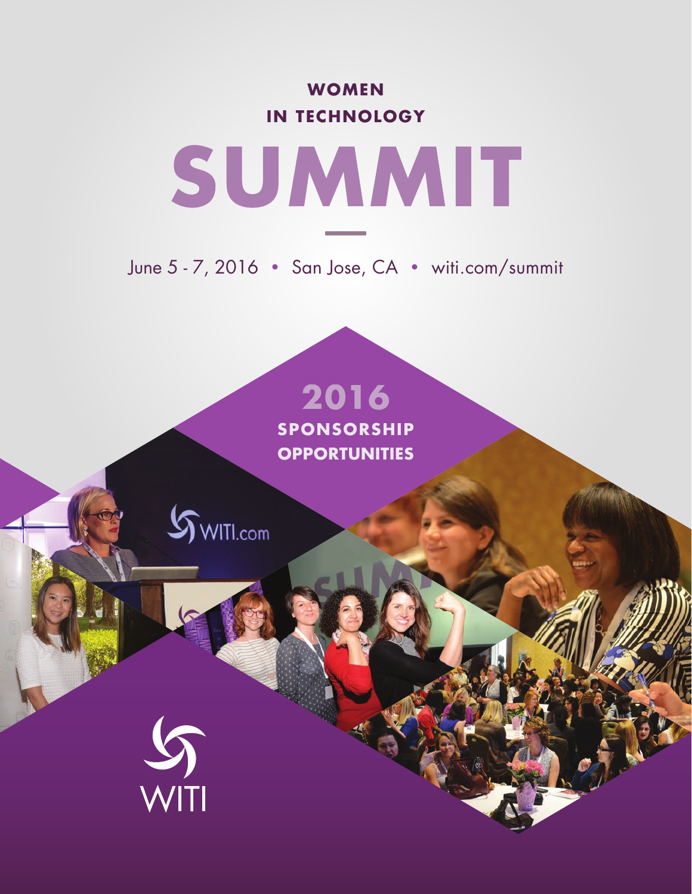**WOMEN**
**IN TECHNOLOGY**

# SUMMIT

June 5 - 7, 2016 • San Jose, CA • witi.com/summit

## 2016

**SPONSORSHIP OPPORTUNITIES**

WITI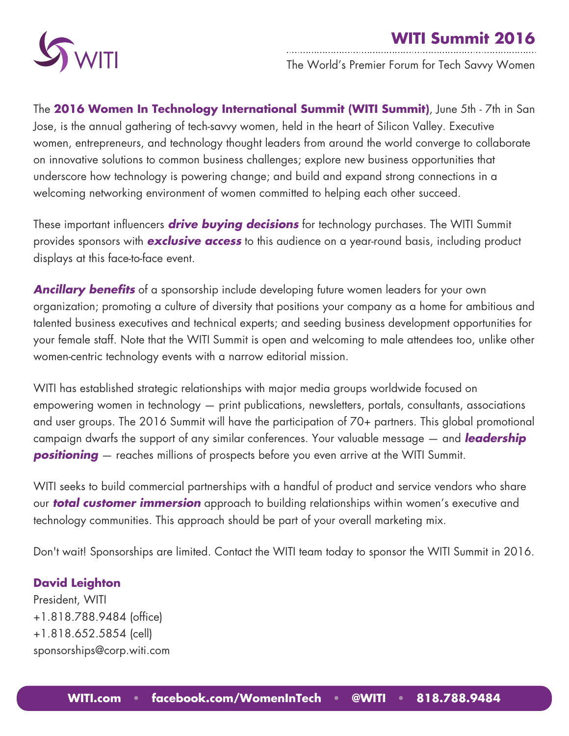# WITI Summit 2016

The World's Premier Forum for Tech Savvy Women

The **2016 Women In Technology International Summit (WITI Summit)**, June 5th - 7th in San Jose, is the annual gathering of tech-savvy women, held in the heart of Silicon Valley. Executive women, entrepreneurs, and technology thought leaders from around the world converge to collaborate on innovative solutions to common business challenges; explore new business opportunities that underscore how technology is powering change; and build and expand strong connections in a welcoming networking environment of women committed to helping each other succeed.

These important influencers ***drive buying decisions*** for technology purchases. The WITI Summit provides sponsors with ***exclusive access*** to this audience on a year-round basis, including product displays at this face-to-face event.

***Ancillary benefits*** of a sponsorship include developing future women leaders for your own organization; promoting a culture of diversity that positions your company as a home for ambitious and talented business executives and technical experts; and seeding business development opportunities for your female staff. Note that the WITI Summit is open and welcoming to male attendees too, unlike other women-centric technology events with a narrow editorial mission.

WITI has established strategic relationships with major media groups worldwide focused on empowering women in technology — print publications, newsletters, portals, consultants, associations and user groups. The 2016 Summit will have the participation of 70+ partners. This global promotional campaign dwarfs the support of any similar conferences. Your valuable message — and ***leadership positioning*** — reaches millions of prospects before you even arrive at the WITI Summit.

WITI seeks to build commercial partnerships with a handful of product and service vendors who share our ***total customer immersion*** approach to building relationships within women's executive and technology communities. This approach should be part of your overall marketing mix.

Don't wait! Sponsorships are limited. Contact the WITI team today to sponsor the WITI Summit in 2016.

**David Leighton**
President, WITI
+1.818.788.9484 (office)
+1.818.652.5854 (cell)
sponsorships@corp.witi.com

**WITI.com • facebook.com/WomenInTech • @WITI • 818.788.9484**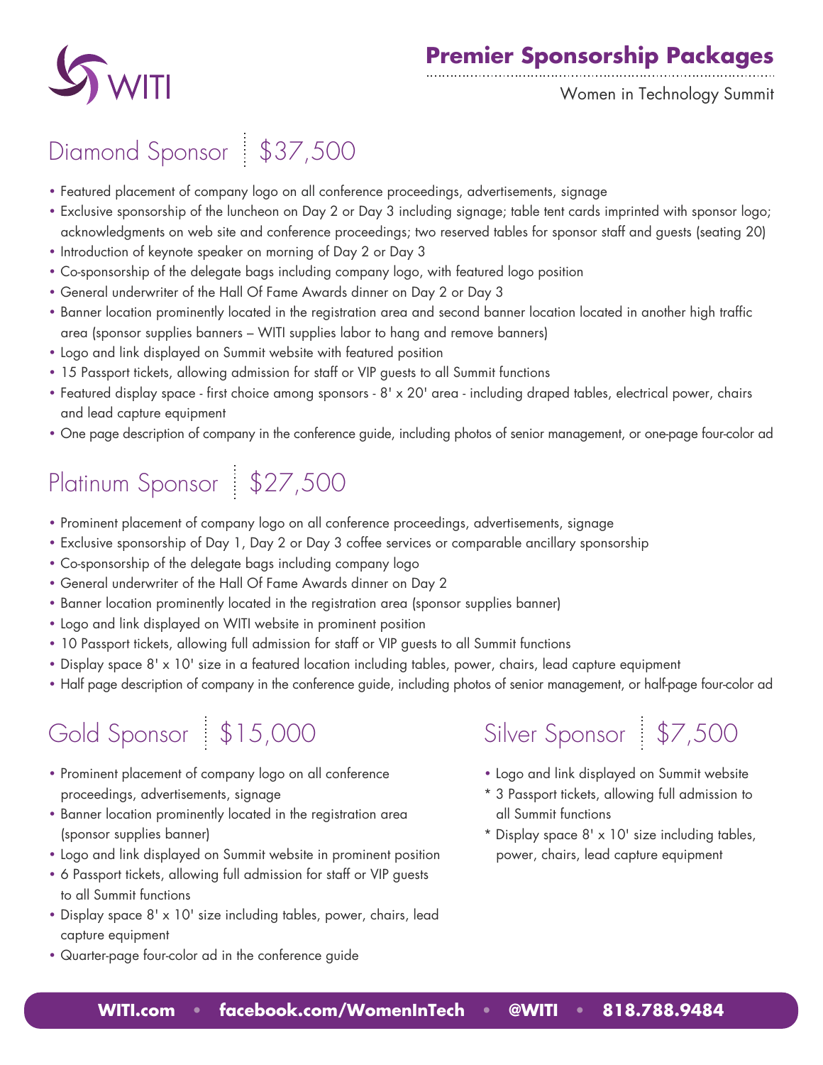WITI

# Premier Sponsorship Packages

Women in Technology Summit

## Diamond Sponsor | $37,500

- Featured placement of company logo on all conference proceedings, advertisements, signage
- Exclusive sponsorship of the luncheon on Day 2 or Day 3 including signage; table tent cards imprinted with sponsor logo; acknowledgments on web site and conference proceedings; two reserved tables for sponsor staff and guests (seating 20)
- Introduction of keynote speaker on morning of Day 2 or Day 3
- Co-sponsorship of the delegate bags including company logo, with featured logo position
- General underwriter of the Hall Of Fame Awards dinner on Day 2 or Day 3
- Banner location prominently located in the registration area and second banner location located in another high traffic area (sponsor supplies banners – WITI supplies labor to hang and remove banners)
- Logo and link displayed on Summit website with featured position
- 15 Passport tickets, allowing admission for staff or VIP guests to all Summit functions
- Featured display space - first choice among sponsors - 8' x 20' area - including draped tables, electrical power, chairs and lead capture equipment
- One page description of company in the conference guide, including photos of senior management, or one-page four-color ad

## Platinum Sponsor | $27,500

- Prominent placement of company logo on all conference proceedings, advertisements, signage
- Exclusive sponsorship of Day 1, Day 2 or Day 3 coffee services or comparable ancillary sponsorship
- Co-sponsorship of the delegate bags including company logo
- General underwriter of the Hall Of Fame Awards dinner on Day 2
- Banner location prominently located in the registration area (sponsor supplies banner)
- Logo and link displayed on WITI website in prominent position
- 10 Passport tickets, allowing full admission for staff or VIP guests to all Summit functions
- Display space 8' x 10' size in a featured location including tables, power, chairs, lead capture equipment
- Half page description of company in the conference guide, including photos of senior management, or half-page four-color ad

## Gold Sponsor | $15,000

- Prominent placement of company logo on all conference proceedings, advertisements, signage
- Banner location prominently located in the registration area (sponsor supplies banner)
- Logo and link displayed on Summit website in prominent position
- 6 Passport tickets, allowing full admission for staff or VIP guests to all Summit functions
- Display space 8' x 10' size including tables, power, chairs, lead capture equipment
- Quarter-page four-color ad in the conference guide

## Silver Sponsor | $7,500

- Logo and link displayed on Summit website
- \* 3 Passport tickets, allowing full admission to all Summit functions
- \* Display space 8' x 10' size including tables, power, chairs, lead capture equipment

**WITI.com • facebook.com/WomenInTech • @WITI • 818.788.9484**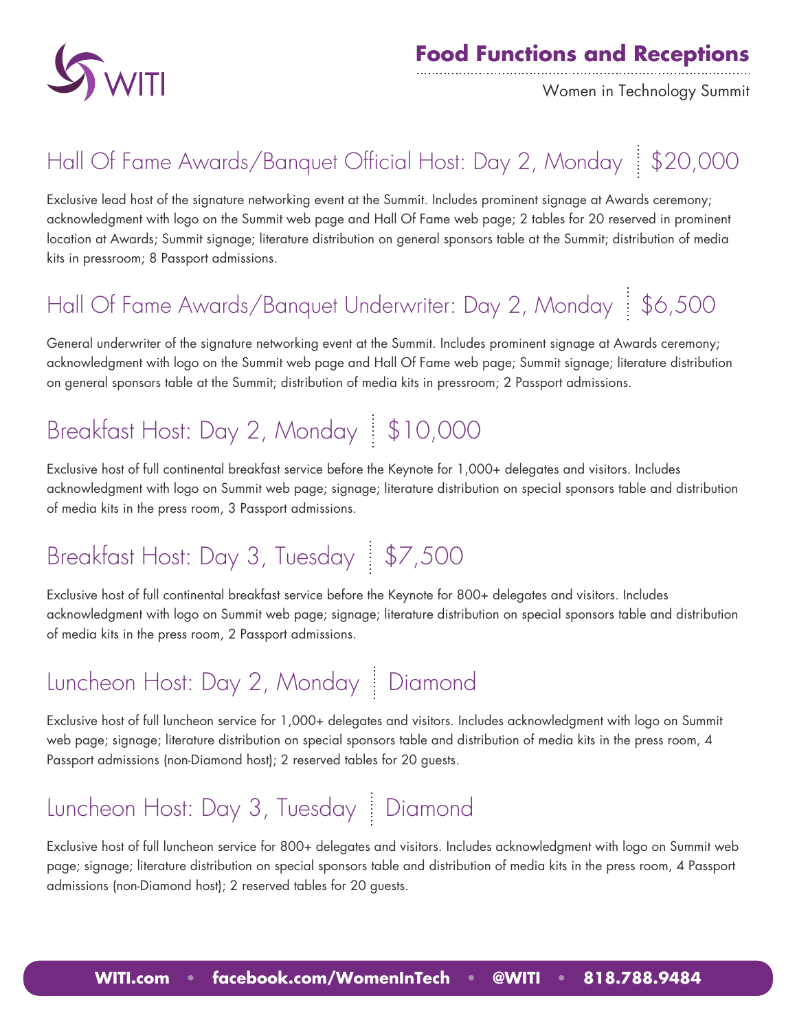# Food Functions and Receptions

Women in Technology Summit

## Hall Of Fame Awards/Banquet Official Host: Day 2, Monday | $20,000

Exclusive lead host of the signature networking event at the Summit. Includes prominent signage at Awards ceremony; acknowledgment with logo on the Summit web page and Hall Of Fame web page; 2 tables for 20 reserved in prominent location at Awards; Summit signage; literature distribution on general sponsors table at the Summit; distribution of media kits in pressroom; 8 Passport admissions.

## Hall Of Fame Awards/Banquet Underwriter: Day 2, Monday | $6,500

General underwriter of the signature networking event at the Summit. Includes prominent signage at Awards ceremony; acknowledgment with logo on the Summit web page and Hall Of Fame web page; Summit signage; literature distribution on general sponsors table at the Summit; distribution of media kits in pressroom; 2 Passport admissions.

## Breakfast Host: Day 2, Monday | $10,000

Exclusive host of full continental breakfast service before the Keynote for 1,000+ delegates and visitors. Includes acknowledgment with logo on Summit web page; signage; literature distribution on special sponsors table and distribution of media kits in the press room, 3 Passport admissions.

## Breakfast Host: Day 3, Tuesday | $7,500

Exclusive host of full continental breakfast service before the Keynote for 800+ delegates and visitors. Includes acknowledgment with logo on Summit web page; signage; literature distribution on special sponsors table and distribution of media kits in the press room, 2 Passport admissions.

## Luncheon Host: Day 2, Monday | Diamond

Exclusive host of full luncheon service for 1,000+ delegates and visitors. Includes acknowledgment with logo on Summit web page; signage; literature distribution on special sponsors table and distribution of media kits in the press room, 4 Passport admissions (non-Diamond host); 2 reserved tables for 20 guests.

## Luncheon Host: Day 3, Tuesday | Diamond

Exclusive host of full luncheon service for 800+ delegates and visitors. Includes acknowledgment with logo on Summit web page; signage; literature distribution on special sponsors table and distribution of media kits in the press room, 4 Passport admissions (non-Diamond host); 2 reserved tables for 20 guests.

**WITI.com • facebook.com/WomenInTech • @WITI • 818.788.9484**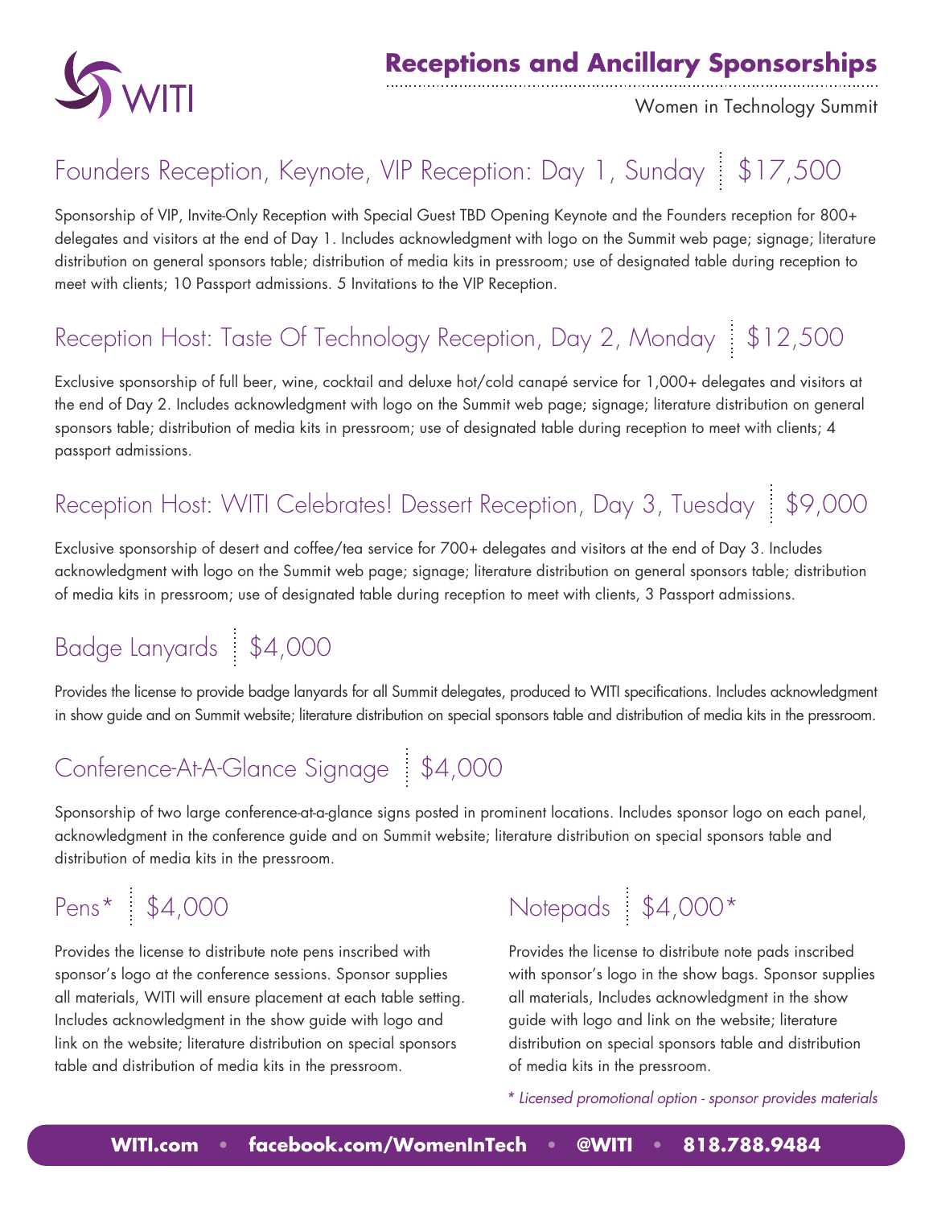# Receptions and Ancillary Sponsorships

Women in Technology Summit

## Founders Reception, Keynote, VIP Reception: Day 1, Sunday | $17,500

Sponsorship of VIP, Invite-Only Reception with Special Guest TBD Opening Keynote and the Founders reception for 800+ delegates and visitors at the end of Day 1. Includes acknowledgment with logo on the Summit web page; signage; literature distribution on general sponsors table; distribution of media kits in pressroom; use of designated table during reception to meet with clients; 10 Passport admissions. 5 Invitations to the VIP Reception.

## Reception Host: Taste Of Technology Reception, Day 2, Monday | $12,500

Exclusive sponsorship of full beer, wine, cocktail and deluxe hot/cold canapé service for 1,000+ delegates and visitors at the end of Day 2. Includes acknowledgment with logo on the Summit web page; signage; literature distribution on general sponsors table; distribution of media kits in pressroom; use of designated table during reception to meet with clients; 4 passport admissions.

## Reception Host: WITI Celebrates! Dessert Reception, Day 3, Tuesday | $9,000

Exclusive sponsorship of desert and coffee/tea service for 700+ delegates and visitors at the end of Day 3. Includes acknowledgment with logo on the Summit web page; signage; literature distribution on general sponsors table; distribution of media kits in pressroom; use of designated table during reception to meet with clients, 3 Passport admissions.

## Badge Lanyards | $4,000

Provides the license to provide badge lanyards for all Summit delegates, produced to WITI specifications. Includes acknowledgment in show guide and on Summit website; literature distribution on special sponsors table and distribution of media kits in the pressroom.

## Conference-At-A-Glance Signage | $4,000

Sponsorship of two large conference-at-a-glance signs posted in prominent locations. Includes sponsor logo on each panel, acknowledgment in the conference guide and on Summit website; literature distribution on special sponsors table and distribution of media kits in the pressroom.

## Pens* | $4,000

Provides the license to distribute note pens inscribed with sponsor's logo at the conference sessions. Sponsor supplies all materials, WITI will ensure placement at each table setting. Includes acknowledgment in the show guide with logo and link on the website; literature distribution on special sponsors table and distribution of media kits in the pressroom.

## Notepads | $4,000*

Provides the license to distribute note pads inscribed with sponsor's logo in the show bags. Sponsor supplies all materials, Includes acknowledgment in the show guide with logo and link on the website; literature distribution on special sponsors table and distribution of media kits in the pressroom.

*\* Licensed promotional option - sponsor provides materials*

**WITI.com • facebook.com/WomenInTech • @WITI • 818.788.9484**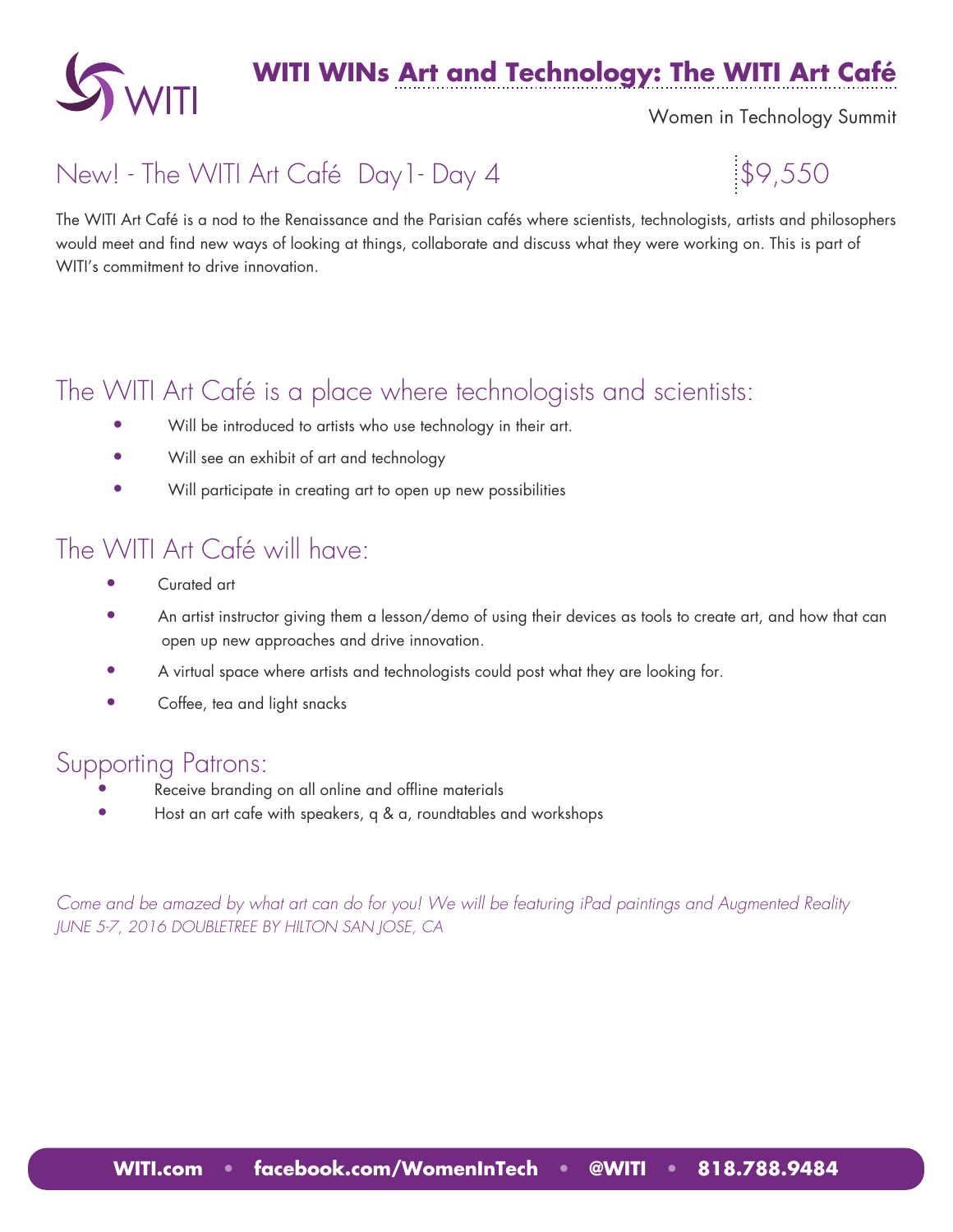# WITI WINs Art and Technology: The WITI Art Café

Women in Technology Summit

## New! - The WITI Art Café Day1- Day 4 — $9,550

The WITI Art Café is a nod to the Renaissance and the Parisian cafés where scientists, technologists, artists and philosophers would meet and find new ways of looking at things, collaborate and discuss what they were working on. This is part of WITI's commitment to drive innovation.

## The WITI Art Café is a place where technologists and scientists:

- Will be introduced to artists who use technology in their art.
- Will see an exhibit of art and technology
- Will participate in creating art to open up new possibilities

## The WITI Art Café will have:

- Curated art
- An artist instructor giving them a lesson/demo of using their devices as tools to create art, and how that can open up new approaches and drive innovation.
- A virtual space where artists and technologists could post what they are looking for.
- Coffee, tea and light snacks

## Supporting Patrons:

- Receive branding on all online and offline materials
- Host an art cafe with speakers, q & a, roundtables and workshops

*Come and be amazed by what art can do for you! We will be featuring iPad paintings and Augmented Reality*
*JUNE 5-7, 2016 DOUBLETREE BY HILTON SAN JOSE, CA*

**WITI.com • facebook.com/WomenInTech • @WITI • 818.788.9484**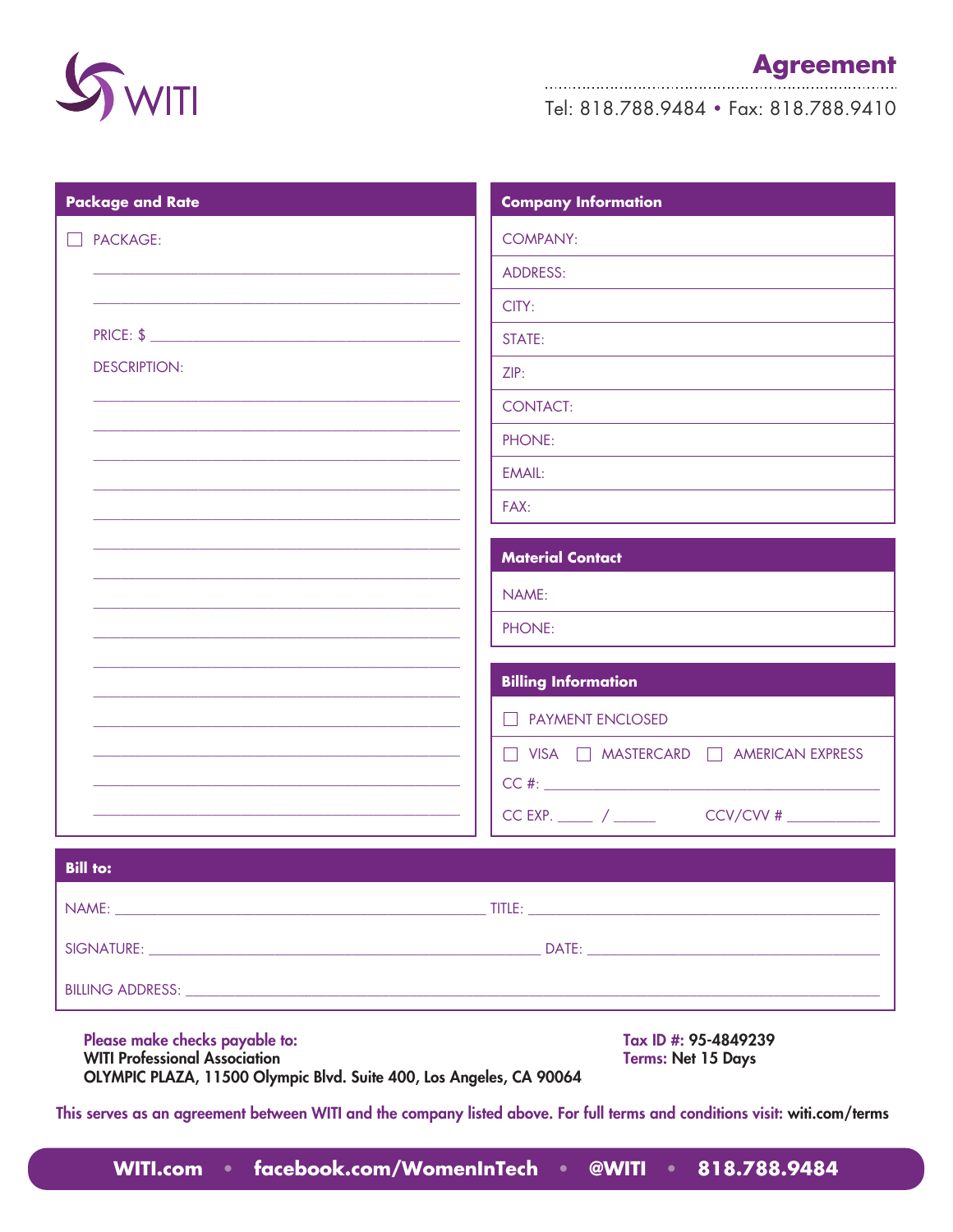# Agreement

Tel: 818.788.9484 • Fax: 818.788.9410

## Package and Rate

☐ PACKAGE:

______________________________________________

______________________________________________

PRICE: $ ______________________________________

DESCRIPTION:

______________________________________________

______________________________________________

______________________________________________

______________________________________________

______________________________________________

______________________________________________

______________________________________________

______________________________________________

______________________________________________

______________________________________________

______________________________________________

______________________________________________

______________________________________________

______________________________________________

## Company Information

COMPANY:

ADDRESS:

CITY:

STATE:

ZIP:

CONTACT:

PHONE:

EMAIL:

FAX:

## Material Contact

NAME:

PHONE:

## Billing Information

☐ PAYMENT ENCLOSED

☐ VISA ☐ MASTERCARD ☐ AMERICAN EXPRESS

CC #: ______________________________________

CC EXP. _____ / _____ CCV/CVV # ____________

## Bill to:

NAME: ______________________________ TITLE: ______________________________

SIGNATURE: ______________________________ DATE: ______________________________

BILLING ADDRESS: ____________________________________________________________

**Please make checks payable to:**
**WITI Professional Association**
**OLYMPIC PLAZA, 11500 Olympic Blvd. Suite 400, Los Angeles, CA 90064**

**Tax ID #:** 95-4849239
**Terms:** Net 15 Days

This serves as an agreement between WITI and the company listed above. For full terms and conditions visit: witi.com/terms

**WITI.com • facebook.com/WomenInTech • @WITI • 818.788.9484**